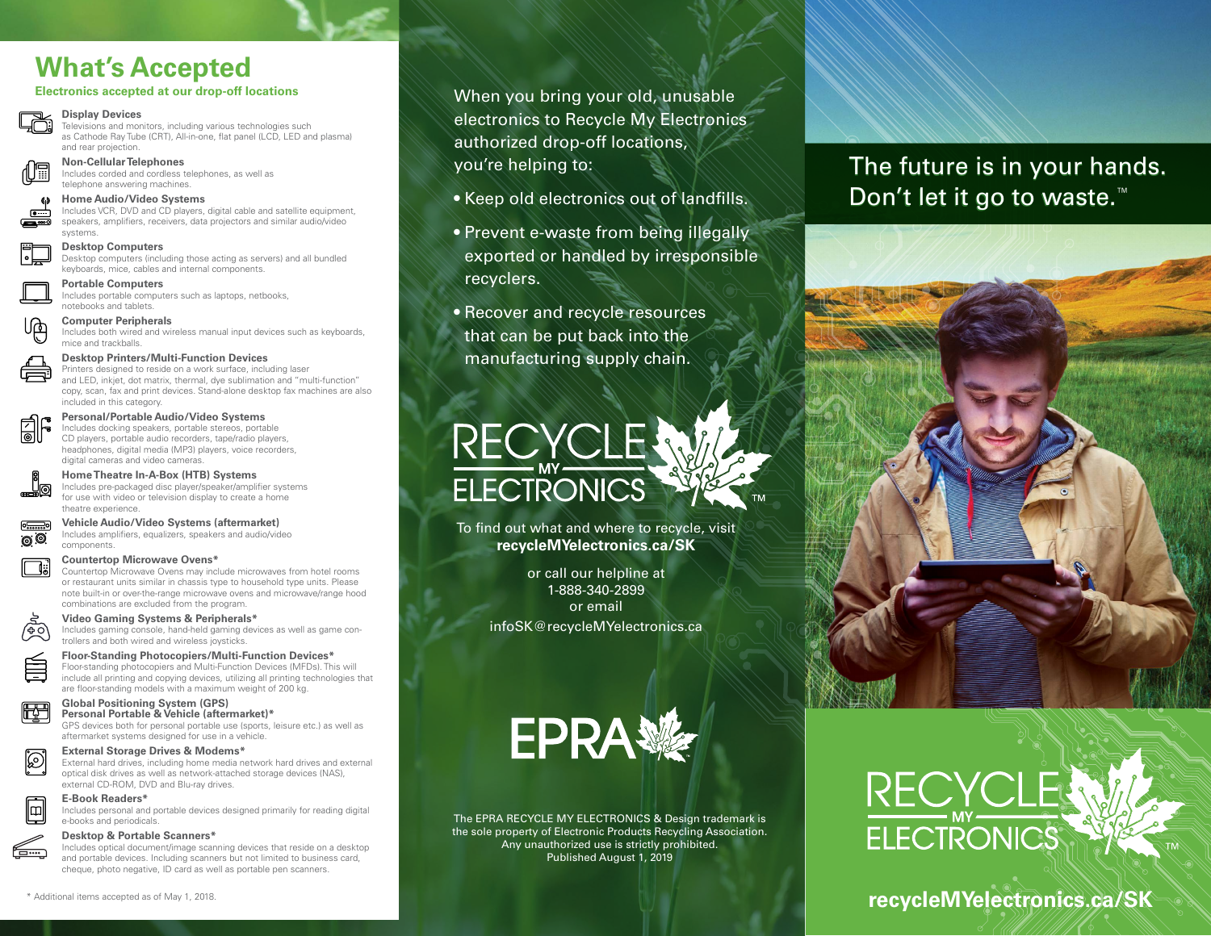## What's Accepted

**Electronics accepted at our drop-off locations**

**Display Devices**
Televisions and monitors, including various technologies such as Cathode Ray Tube (CRT), All-in-one, flat panel (LCD, LED and plasma) and rear projection.

**Non-Cellular Telephones**
Includes corded and cordless telephones, as well as telephone answering machines.

**Home Audio/Video Systems**
Includes VCR, DVD and CD players, digital cable and satellite equipment, speakers, amplifiers, receivers, data projectors and similar audio/video systems.

**Desktop Computers**
Desktop computers (including those acting as servers) and all bundled keyboards, mice, cables and internal components.

**Portable Computers**
Includes portable computers such as laptops, netbooks, notebooks and tablets.

**Computer Peripherals**
Includes both wired and wireless manual input devices such as keyboards, mice and trackballs.

**Desktop Printers/Multi-Function Devices**
Printers designed to reside on a work surface, including laser and LED, inkjet, dot matrix, thermal, dye sublimation and "multi-function" copy, scan, fax and print devices. Stand-alone desktop fax machines are also included in this category.

**Personal/Portable Audio/Video Systems**
Includes docking speakers, portable stereos, portable CD players, portable audio recorders, tape/radio players, headphones, digital media (MP3) players, voice recorders, digital cameras and video cameras.

**Home Theatre In-A-Box (HTB) Systems**
Includes pre-packaged disc player/speaker/amplifier systems for use with video or television display to create a home theatre experience.

**Vehicle Audio/Video Systems (aftermarket)**
Includes amplifiers, equalizers, speakers and audio/video components.

**Countertop Microwave Ovens***
Countertop Microwave Ovens may include microwaves from hotel rooms or restaurant units similar in chassis type to household type units. Please note built-in or over-the-range microwave ovens and microwave/range hood combinations are excluded from the program.

**Video Gaming Systems & Peripherals***
Includes gaming console, hand-held gaming devices as well as game controllers and both wired and wireless joysticks.

**Floor-Standing Photocopiers/Multi-Function Devices***
Floor-standing photocopiers and Multi-Function Devices (MFDs). This will include all printing and copying devices, utilizing all printing technologies that are floor-standing models with a maximum weight of 200 kg.

**Global Positioning System (GPS) Personal Portable & Vehicle (aftermarket)***
GPS devices both for personal portable use (sports, leisure etc.) as well as aftermarket systems designed for use in a vehicle.

**External Storage Drives & Modems***
External hard drives, including home media network hard drives and external optical disk drives as well as network-attached storage devices (NAS), external CD-ROM, DVD and Blu-ray drives.

**E-Book Readers***
Includes personal and portable devices designed primarily for reading digital e-books and periodicals.

**Desktop & Portable Scanners***
Includes optical document/image scanning devices that reside on a desktop and portable devices. Including scanners but not limited to business card, cheque, photo negative, ID card as well as portable pen scanners.

\* Additional items accepted as of May 1, 2018.

When you bring your old, unusable electronics to Recycle My Electronics authorized drop-off locations, you're helping to:

- Keep old electronics out of landfills.
- Prevent e-waste from being illegally exported or handled by irresponsible recyclers.
- Recover and recycle resources that can be put back into the manufacturing supply chain.

RECYCLE MY ELECTRONICS™

To find out what and where to recycle, visit **recycleMYelectronics.ca/SK**

or call our helpline at 1-888-340-2899 or email infoSK@recycleMYelectronics.ca

EPRA

The EPRA RECYCLE MY ELECTRONICS & Design trademark is the sole property of Electronic Products Recycling Association. Any unauthorized use is strictly prohibited. Published August 1, 2019

# The future is in your hands. Don't let it go to waste.™

RECYCLE MY ELECTRONICS™

**recycleMYelectronics.ca/SK**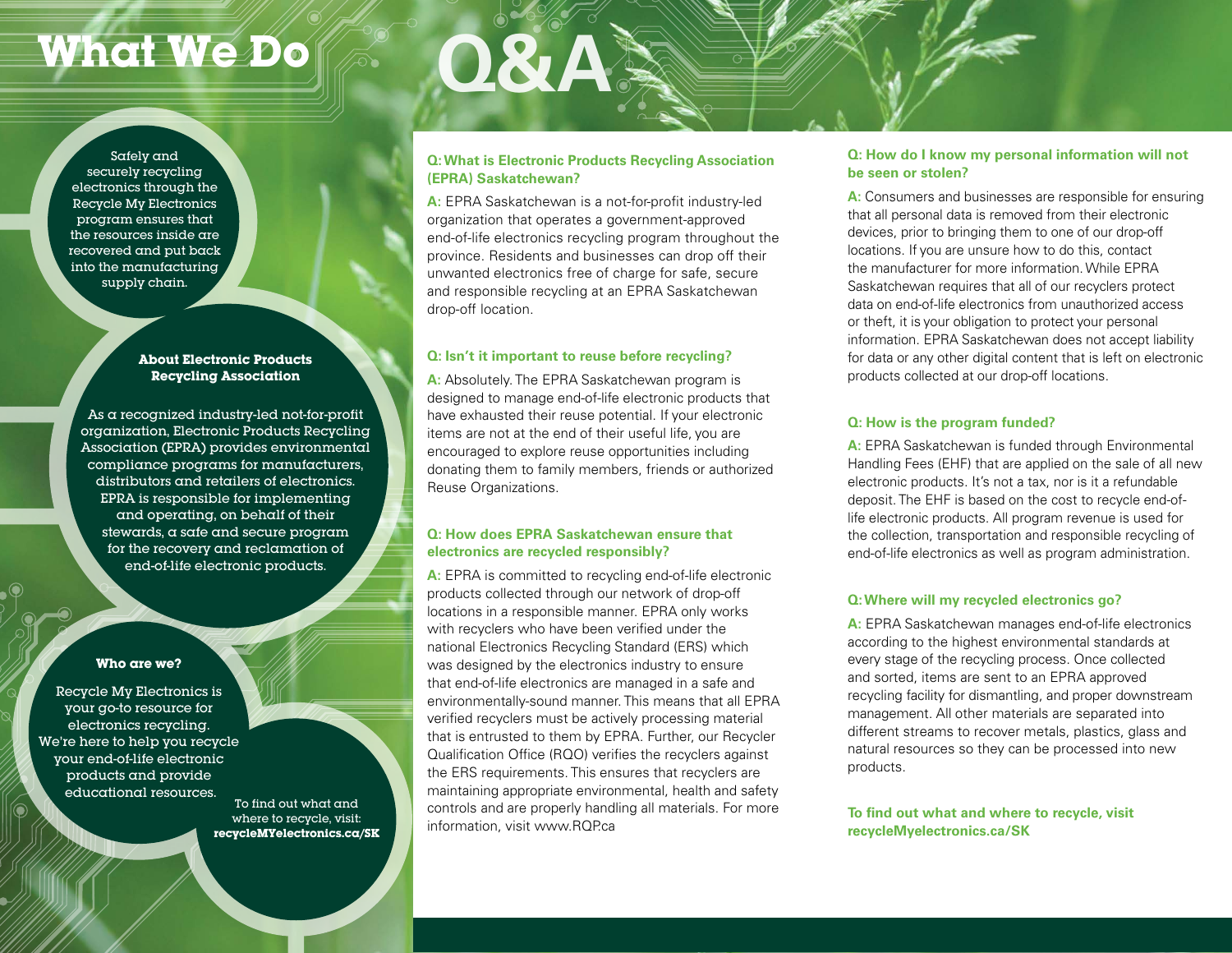# What We Do

Safely and securely recycling electronics through the Recycle My Electronics program ensures that the resources inside are recovered and put back into the manufacturing supply chain.

**About Electronic Products Recycling Association**

As a recognized industry-led not-for-profit organization, Electronic Products Recycling Association (EPRA) provides environmental compliance programs for manufacturers, distributors and retailers of electronics. EPRA is responsible for implementing and operating, on behalf of their stewards, a safe and secure program for the recovery and reclamation of end-of-life electronic products.

**Who are we?**

Recycle My Electronics is your go-to resource for electronics recycling. We're here to help you recycle your end-of-life electronic products and provide educational resources.

To find out what and where to recycle, visit: **recycleMYelectronics.ca/SK**

# Q&A

**Q: What is Electronic Products Recycling Association (EPRA) Saskatchewan?**

**A:** EPRA Saskatchewan is a not-for-profit industry-led organization that operates a government-approved end-of-life electronics recycling program throughout the province. Residents and businesses can drop off their unwanted electronics free of charge for safe, secure and responsible recycling at an EPRA Saskatchewan drop-off location.

**Q: Isn't it important to reuse before recycling?**

**A:** Absolutely. The EPRA Saskatchewan program is designed to manage end-of-life electronic products that have exhausted their reuse potential. If your electronic items are not at the end of their useful life, you are encouraged to explore reuse opportunities including donating them to family members, friends or authorized Reuse Organizations.

**Q: How does EPRA Saskatchewan ensure that electronics are recycled responsibly?**

**A:** EPRA is committed to recycling end-of-life electronic products collected through our network of drop-off locations in a responsible manner. EPRA only works with recyclers who have been verified under the national Electronics Recycling Standard (ERS) which was designed by the electronics industry to ensure that end-of-life electronics are managed in a safe and environmentally-sound manner. This means that all EPRA verified recyclers must be actively processing material that is entrusted to them by EPRA. Further, our Recycler Qualification Office (RQO) verifies the recyclers against the ERS requirements. This ensures that recyclers are maintaining appropriate environmental, health and safety controls and are properly handling all materials. For more information, visit www.RQP.ca

**Q: How do I know my personal information will not be seen or stolen?**

**A:** Consumers and businesses are responsible for ensuring that all personal data is removed from their electronic devices, prior to bringing them to one of our drop-off locations. If you are unsure how to do this, contact the manufacturer for more information. While EPRA Saskatchewan requires that all of our recyclers protect data on end-of-life electronics from unauthorized access or theft, it is your obligation to protect your personal information. EPRA Saskatchewan does not accept liability for data or any other digital content that is left on electronic products collected at our drop-off locations.

**Q: How is the program funded?**

**A:** EPRA Saskatchewan is funded through Environmental Handling Fees (EHF) that are applied on the sale of all new electronic products. It's not a tax, nor is it a refundable deposit. The EHF is based on the cost to recycle end-of-life electronic products. All program revenue is used for the collection, transportation and responsible recycling of end-of-life electronics as well as program administration.

**Q: Where will my recycled electronics go?**

**A:** EPRA Saskatchewan manages end-of-life electronics according to the highest environmental standards at every stage of the recycling process. Once collected and sorted, items are sent to an EPRA approved recycling facility for dismantling, and proper downstream management. All other materials are separated into different streams to recover metals, plastics, glass and natural resources so they can be processed into new products.

**To find out what and where to recycle, visit recycleMyelectronics.ca/SK**